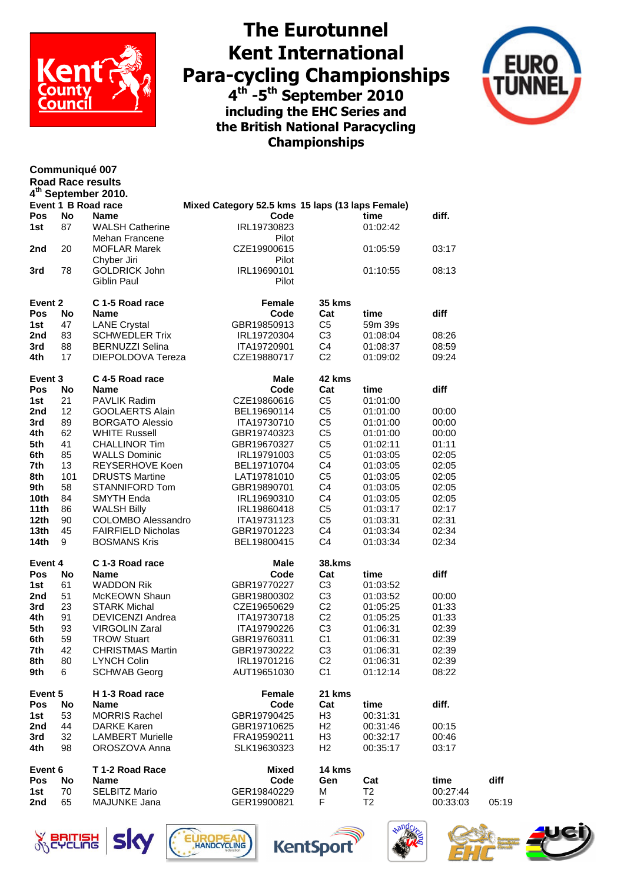# The Eurotunnel Kent International Para-cycling Championships

## 4th -5th September 2010

### including the EHC Series and the British National Paracycling Championships

**Communiqué 007**
**Road Race results**
**4th September 2010.**

**Event 1 B Road race** — **Mixed Category 52.5 kms 15 laps (13 laps Female)**

| Pos | No | Name | Code | time | diff. |
|---|---|---|---|---|---|
| 1st | 87 | WALSH Catherine | IRL19730823 | 01:02:42 | |
| | | Mehan Francene | Pilot | | |
| 2nd | 20 | MOFLAR Marek | CZE19900615 | 01:05:59 | 03:17 |
| | | Chyber Jiri | Pilot | | |
| 3rd | 78 | GOLDRICK John | IRL19690101 | 01:10:55 | 08:13 |
| | | Giblin Paul | Pilot | | |

**Event 2** — **C 1-5 Road race** — **Female** — **35 kms**

| Pos | No | Name | Code | Cat | time | diff |
|---|---|---|---|---|---|---|
| 1st | 47 | LANE Crystal | GBR19850913 | C5 | 59m 39s | |
| 2nd | 83 | SCHWEDLER Trix | IRL19720304 | C3 | 01:08:04 | 08:26 |
| 3rd | 88 | BERNUZZI Selina | ITA19720901 | C4 | 01:08:37 | 08:59 |
| 4th | 17 | DIEPOLDOVA Tereza | CZE19880717 | C2 | 01:09:02 | 09:24 |

**Event 3** — **C 4-5 Road race** — **Male** — **42 kms**

| Pos | No | Name | Code | Cat | time | diff |
|---|---|---|---|---|---|---|
| 1st | 21 | PAVLIK Radim | CZE19860616 | C5 | 01:01:00 | |
| 2nd | 12 | GOOLAERTS Alain | BEL19690114 | C5 | 01:01:00 | 00:00 |
| 3rd | 89 | BORGATO Alessio | ITA19730710 | C5 | 01:01:00 | 00:00 |
| 4th | 62 | WHITE Russell | GBR19740323 | C5 | 01:01:00 | 00:00 |
| 5th | 41 | CHALLINOR Tim | GBR19670327 | C5 | 01:02:11 | 01:11 |
| 6th | 85 | WALLS Dominic | IRL19791003 | C5 | 01:03:05 | 02:05 |
| 7th | 13 | REYSERHOVE Koen | BEL19710704 | C4 | 01:03:05 | 02:05 |
| 8th | 101 | DRUSTS Martine | LAT19781010 | C5 | 01:03:05 | 02:05 |
| 9th | 58 | STANNIFORD Tom | GBR19890701 | C4 | 01:03:05 | 02:05 |
| 10th | 84 | SMYTH Enda | IRL19690310 | C4 | 01:03:05 | 02:05 |
| 11th | 86 | WALSH Billy | IRL19860418 | C5 | 01:03:17 | 02:17 |
| 12th | 90 | COLOMBO Alessandro | ITA19731123 | C5 | 01:03:31 | 02:31 |
| 13th | 45 | FAIRFIELD Nicholas | GBR19701223 | C4 | 01:03:34 | 02:34 |
| 14th | 9 | BOSMANS Kris | BEL19800415 | C4 | 01:03:34 | 02:34 |

**Event 4** — **C 1-3 Road race** — **Male** — **38.kms**

| Pos | No | Name | Code | Cat | time | diff |
|---|---|---|---|---|---|---|
| 1st | 61 | WADDON Rik | GBR19770227 | C3 | 01:03:52 | |
| 2nd | 51 | McKEOWN Shaun | GBR19800302 | C3 | 01:03:52 | 00:00 |
| 3rd | 23 | STARK Michal | CZE19650629 | C2 | 01:05:25 | 01:33 |
| 4th | 91 | DEVICENZI Andrea | ITA19730718 | C2 | 01:05:25 | 01:33 |
| 5th | 93 | VIRGOLIN Zaral | ITA19790226 | C3 | 01:06:31 | 02:39 |
| 6th | 59 | TROW Stuart | GBR19760311 | C1 | 01:06:31 | 02:39 |
| 7th | 42 | CHRISTMAS Martin | GBR19730222 | C3 | 01:06:31 | 02:39 |
| 8th | 80 | LYNCH Colin | IRL19701216 | C2 | 01:06:31 | 02:39 |
| 9th | 6 | SCHWAB Georg | AUT19651030 | C1 | 01:12:14 | 08:22 |

**Event 5** — **H 1-3 Road race** — **Female** — **21 kms**

| Pos | No | Name | Code | Cat | time | diff. |
|---|---|---|---|---|---|---|
| 1st | 53 | MORRIS Rachel | GBR19790425 | H3 | 00:31:31 | |
| 2nd | 44 | DARKE Karen | GBR19710625 | H2 | 00:31:46 | 00:15 |
| 3rd | 32 | LAMBERT Murielle | FRA19590211 | H3 | 00:32:17 | 00:46 |
| 4th | 98 | OROSZOVA Anna | SLK19630323 | H2 | 00:35:17 | 03:17 |

**Event 6** — **T 1-2 Road Race** — **Mixed** — **14 kms**

| Pos | No | Name | Code | Gen | Cat | time | diff |
|---|---|---|---|---|---|---|---|
| 1st | 70 | SELBITZ Mario | GER19840229 | M | T2 | 00:27:44 | |
| 2nd | 65 | MAJUNKE Jana | GER19900821 | F | T2 | 00:33:03 | 05:19 |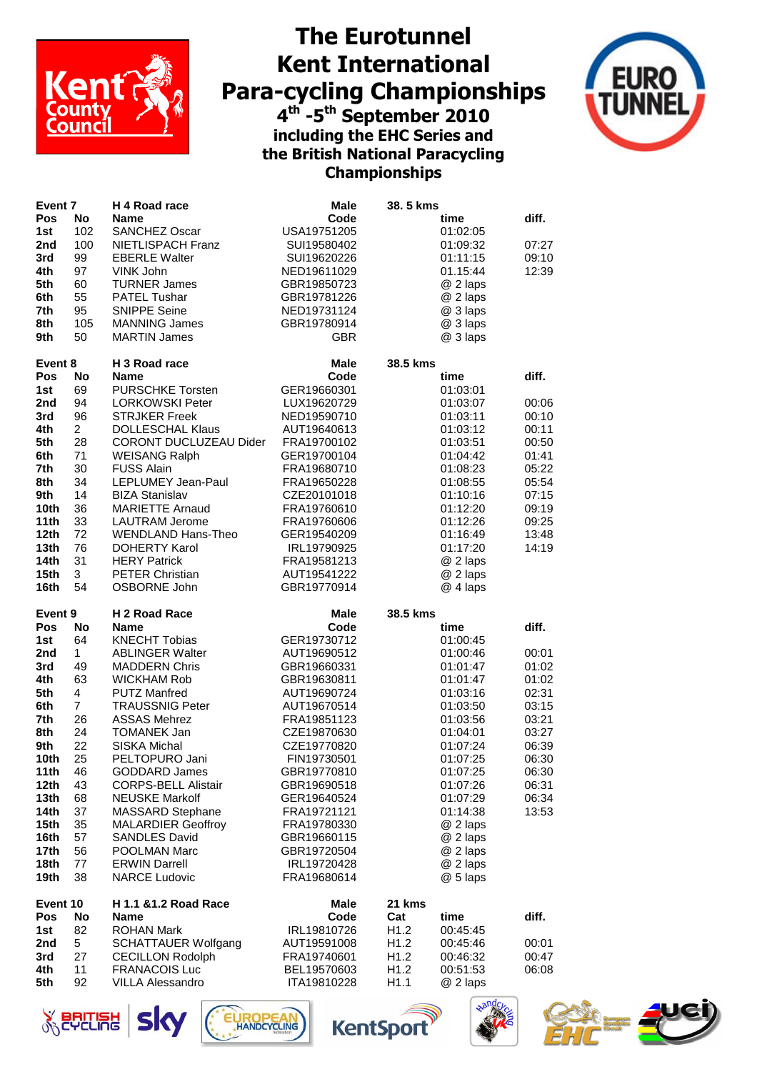# The Eurotunnel Kent International Para-cycling Championships

## 4th -5th September 2010

### including the EHC Series and the British National Paracycling Championships

| Event 7 | | H 4 Road race | Male | 38. 5 kms | | |
|---|---|---|---|---|---|---|
| **Pos** | **No** | **Name** | **Code** | | **time** | **diff.** |
| 1st | 102 | SANCHEZ Oscar | USA19751205 | | 01:02:05 | |
| 2nd | 100 | NIETLISPACH Franz | SUI19580402 | | 01:09:32 | 07:27 |
| 3rd | 99 | EBERLE Walter | SUI19620226 | | 01:11:15 | 09:10 |
| 4th | 97 | VINK John | NED19611029 | | 01.15:44 | 12:39 |
| 5th | 60 | TURNER James | GBR19850723 | | @ 2 laps | |
| 6th | 55 | PATEL Tushar | GBR19781226 | | @ 2 laps | |
| 7th | 95 | SNIPPE Seine | NED19731124 | | @ 3 laps | |
| 8th | 105 | MANNING James | GBR19780914 | | @ 3 laps | |
| 9th | 50 | MARTIN James | GBR | | @ 3 laps | |

| Event 8 | | H 3 Road race | Male | 38.5 kms | | |
|---|---|---|---|---|---|---|
| **Pos** | **No** | **Name** | **Code** | | **time** | **diff.** |
| 1st | 69 | PURSCHKE Torsten | GER19660301 | | 01:03:01 | |
| 2nd | 94 | LORKOWSKI Peter | LUX19620729 | | 01:03:07 | 00:06 |
| 3rd | 96 | STRJKER Freek | NED19590710 | | 01:03:11 | 00:10 |
| 4th | 2 | DOLLESCHAL Klaus | AUT19640613 | | 01:03:12 | 00:11 |
| 5th | 28 | CORONT DUCLUZEAU Dider | FRA19700102 | | 01:03:51 | 00:50 |
| 6th | 71 | WEISANG Ralph | GER19700104 | | 01:04:42 | 01:41 |
| 7th | 30 | FUSS Alain | FRA19680710 | | 01:08:23 | 05:22 |
| 8th | 34 | LEPLUMEY Jean-Paul | FRA19650228 | | 01:08:55 | 05:54 |
| 9th | 14 | BIZA Stanislav | CZE20101018 | | 01:10:16 | 07:15 |
| 10th | 36 | MARIETTE Arnaud | FRA19760610 | | 01:12:20 | 09:19 |
| 11th | 33 | LAUTRAM Jerome | FRA19760606 | | 01:12:26 | 09:25 |
| 12th | 72 | WENDLAND Hans-Theo | GER19540209 | | 01:16:49 | 13:48 |
| 13th | 76 | DOHERTY Karol | IRL19790925 | | 01:17:20 | 14:19 |
| 14th | 31 | HERY Patrick | FRA19581213 | | @ 2 laps | |
| 15th | 3 | PETER Christian | AUT19541222 | | @ 2 laps | |
| 16th | 54 | OSBORNE John | GBR19770914 | | @ 4 laps | |

| Event 9 | | H 2 Road Race | Male | 38.5 kms | | |
|---|---|---|---|---|---|---|
| **Pos** | **No** | **Name** | **Code** | | **time** | **diff.** |
| 1st | 64 | KNECHT Tobias | GER19730712 | | 01:00:45 | |
| 2nd | 1 | ABLINGER Walter | AUT19690512 | | 01:00:46 | 00:01 |
| 3rd | 49 | MADDERN Chris | GBR19660331 | | 01:01:47 | 01:02 |
| 4th | 63 | WICKHAM Rob | GBR19630811 | | 01:01:47 | 01:02 |
| 5th | 4 | PUTZ Manfred | AUT19690724 | | 01:03:16 | 02:31 |
| 6th | 7 | TRAUSSNIG Peter | AUT19670514 | | 01:03:50 | 03:15 |
| 7th | 26 | ASSAS Mehrez | FRA19851123 | | 01:03:56 | 03:21 |
| 8th | 24 | TOMANEK Jan | CZE19870630 | | 01:04:01 | 03:27 |
| 9th | 22 | SISKA Michal | CZE19770820 | | 01:07:24 | 06:39 |
| 10th | 25 | PELTOPURO Jani | FIN19730501 | | 01:07:25 | 06:30 |
| 11th | 46 | GODDARD James | GBR19770810 | | 01:07:25 | 06:30 |
| 12th | 43 | CORPS-BELL Alistair | GBR19690518 | | 01:07:26 | 06:31 |
| 13th | 68 | NEUSKE Markolf | GER19640524 | | 01:07:29 | 06:34 |
| 14th | 37 | MASSARD Stephane | FRA19721121 | | 01:14:38 | 13:53 |
| 15th | 35 | MALARDIER Geoffroy | FRA19780330 | | @ 2 laps | |
| 16th | 57 | SANDLES David | GBR19660115 | | @ 2 laps | |
| 17th | 56 | POOLMAN Marc | GBR19720504 | | @ 2 laps | |
| 18th | 77 | ERWIN Darrell | IRL19720428 | | @ 2 laps | |
| 19th | 38 | NARCE Ludovic | FRA19680614 | | @ 5 laps | |

| Event 10 | | H 1.1 &1.2 Road Race | Male | 21 kms | | |
|---|---|---|---|---|---|---|
| **Pos** | **No** | **Name** | **Code** | **Cat** | **time** | **diff.** |
| 1st | 82 | ROHAN Mark | IRL19810726 | H1.2 | 00:45:45 | |
| 2nd | 5 | SCHATTAUER Wolfgang | AUT19591008 | H1.2 | 00:45:46 | 00:01 |
| 3rd | 27 | CECILLON Rodolph | FRA19740601 | H1.2 | 00:46:32 | 00:47 |
| 4th | 11 | FRANACOIS Luc | BEL19570603 | H1.2 | 00:51:53 | 06:08 |
| 5th | 92 | VILLA Alessandro | ITA19810228 | H1.1 | @ 2 laps | |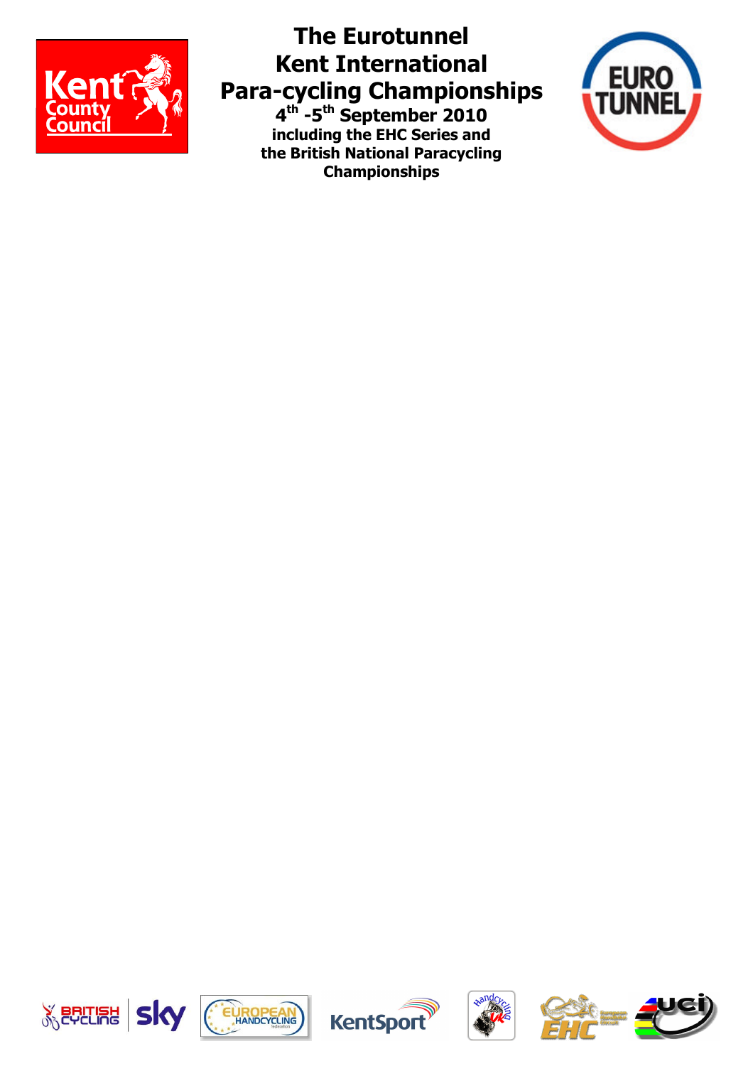# The Eurotunnel Kent International Para-cycling Championships

**4th -5th September 2010**

**including the EHC Series and the British National Paracycling Championships**